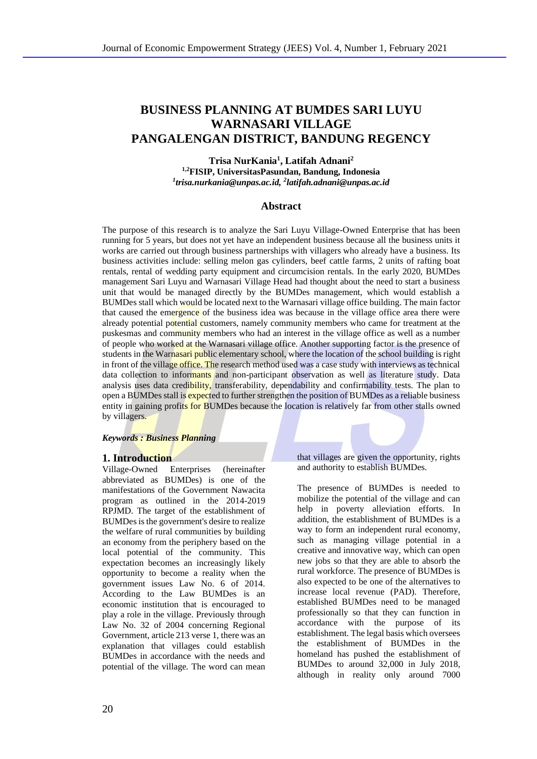# BUSINESS PLANNING AT BUMDES SARI LUYU WARNASARI VILLAGE PANGALENGAN DISTRICT, BANDUNG REGENCY

**Trisa NurKania[1], Latifah Adnani[2]**
**[1,2]FISIP, UniversitasPasundan, Bandung, Indonesia**
***[1]trisa.nurkania@unpas.ac.id, [2]latifah.adnani@unpas.ac.id***

## Abstract

The purpose of this research is to analyze the Sari Luyu Village-Owned Enterprise that has been running for 5 years, but does not yet have an independent business because all the business units it works are carried out through business partnerships with villagers who already have a business. Its business activities include: selling melon gas cylinders, beef cattle farms, 2 units of rafting boat rentals, rental of wedding party equipment and circumcision rentals. In the early 2020, BUMDes management Sari Luyu and Warnasari Village Head had thought about the need to start a business unit that would be managed directly by the BUMDes management, which would establish a BUMDes stall which would be located next to the Warnasari village office building. The main factor that caused the emergence of the business idea was because in the village office area there were already potential potential customers, namely community members who came for treatment at the puskesmas and community members who had an interest in the village office as well as a number of people who worked at the Warnasari village office. Another supporting factor is the presence of students in the Warnasari public elementary school, where the location of the school building is right in front of the village office. The research method used was a case study with interviews as technical data collection to informants and non-participant observation as well as literature study. Data analysis uses data credibility, transferability, dependability and confirmability tests. The plan to open a BUMDes stall is expected to further strengthen the position of BUMDes as a reliable business entity in gaining profits for BUMDes because the location is relatively far from other stalls owned by villagers.

***Keywords : Business Planning***

## 1. Introduction

Village-Owned Enterprises (hereinafter abbreviated as BUMDes) is one of the manifestations of the Government Nawacita program as outlined in the 2014-2019 RPJMD. The target of the establishment of BUMDes is the government's desire to realize the welfare of rural communities by building an economy from the periphery based on the local potential of the community. This expectation becomes an increasingly likely opportunity to become a reality when the government issues Law No. 6 of 2014. According to the Law BUMDes is an economic institution that is encouraged to play a role in the village. Previously through Law No. 32 of 2004 concerning Regional Government, article 213 verse 1, there was an explanation that villages could establish BUMDes in accordance with the needs and potential of the village. The word can mean that villages are given the opportunity, rights and authority to establish BUMDes.

The presence of BUMDes is needed to mobilize the potential of the village and can help in poverty alleviation efforts. In addition, the establishment of BUMDes is a way to form an independent rural economy, such as managing village potential in a creative and innovative way, which can open new jobs so that they are able to absorb the rural workforce. The presence of BUMDes is also expected to be one of the alternatives to increase local revenue (PAD). Therefore, established BUMDes need to be managed professionally so that they can function in accordance with the purpose of its establishment. The legal basis which oversees the establishment of BUMDes in the homeland has pushed the establishment of BUMDes to around 32,000 in July 2018, although in reality only around 7000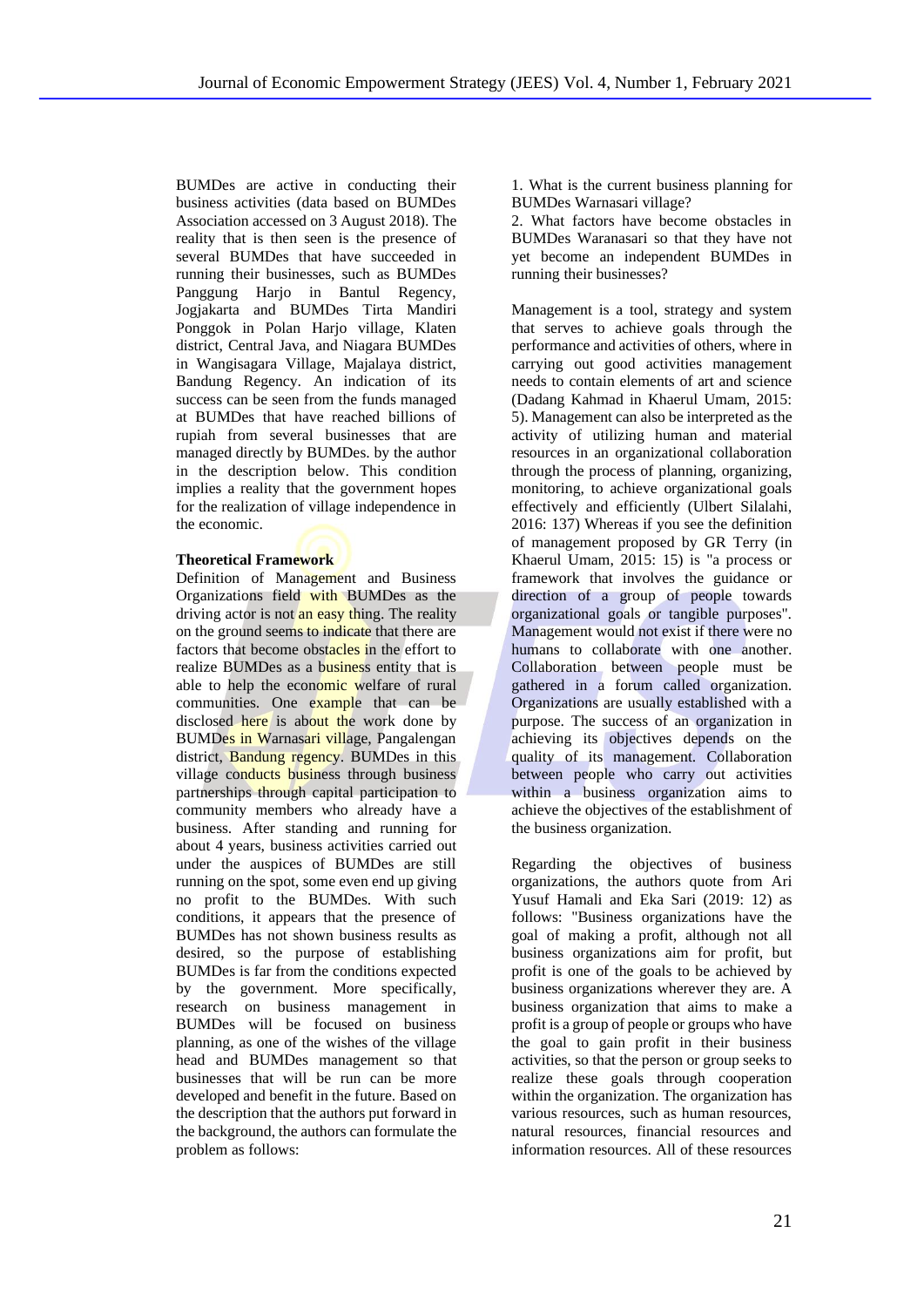BUMDes are active in conducting their business activities (data based on BUMDes Association accessed on 3 August 2018). The reality that is then seen is the presence of several BUMDes that have succeeded in running their businesses, such as BUMDes Panggung Harjo in Bantul Regency, Jogjakarta and BUMDes Tirta Mandiri Ponggok in Polan Harjo village, Klaten district, Central Java, and Niagara BUMDes in Wangisagara Village, Majalaya district, Bandung Regency. An indication of its success can be seen from the funds managed at BUMDes that have reached billions of rupiah from several businesses that are managed directly by BUMDes. by the author in the description below. This condition implies a reality that the government hopes for the realization of village independence in the economic.

**Theoretical Framework**

Definition of Management and Business Organizations field with BUMDes as the driving actor is not an easy thing. The reality on the ground seems to indicate that there are factors that become obstacles in the effort to realize BUMDes as a business entity that is able to help the economic welfare of rural communities. One example that can be disclosed here is about the work done by BUMDes in Warnasari village, Pangalengan district, Bandung regency. BUMDes in this village conducts business through business partnerships through capital participation to community members who already have a business. After standing and running for about 4 years, business activities carried out under the auspices of BUMDes are still running on the spot, some even end up giving no profit to the BUMDes. With such conditions, it appears that the presence of BUMDes has not shown business results as desired, so the purpose of establishing BUMDes is far from the conditions expected by the government. More specifically, research on business management in BUMDes will be focused on business planning, as one of the wishes of the village head and BUMDes management so that businesses that will be run can be more developed and benefit in the future. Based on the description that the authors put forward in the background, the authors can formulate the problem as follows:

1. What is the current business planning for BUMDes Warnasari village?
2. What factors have become obstacles in BUMDes Waranasari so that they have not yet become an independent BUMDes in running their businesses?

Management is a tool, strategy and system that serves to achieve goals through the performance and activities of others, where in carrying out good activities management needs to contain elements of art and science (Dadang Kahmad in Khaerul Umam, 2015: 5). Management can also be interpreted as the activity of utilizing human and material resources in an organizational collaboration through the process of planning, organizing, monitoring, to achieve organizational goals effectively and efficiently (Ulbert Silalahi, 2016: 137) Whereas if you see the definition of management proposed by GR Terry (in Khaerul Umam, 2015: 15) is "a process or framework that involves the guidance or direction of a group of people towards organizational goals or tangible purposes". Management would not exist if there were no humans to collaborate with one another. Collaboration between people must be gathered in a forum called organization. Organizations are usually established with a purpose. The success of an organization in achieving its objectives depends on the quality of its management. Collaboration between people who carry out activities within a business organization aims to achieve the objectives of the establishment of the business organization.

Regarding the objectives of business organizations, the authors quote from Ari Yusuf Hamali and Eka Sari (2019: 12) as follows: "Business organizations have the goal of making a profit, although not all business organizations aim for profit, but profit is one of the goals to be achieved by business organizations wherever they are. A business organization that aims to make a profit is a group of people or groups who have the goal to gain profit in their business activities, so that the person or group seeks to realize these goals through good cooperation within the organization. The organization has various resources, such as human resources, natural resources, financial resources and information resources. All of these resources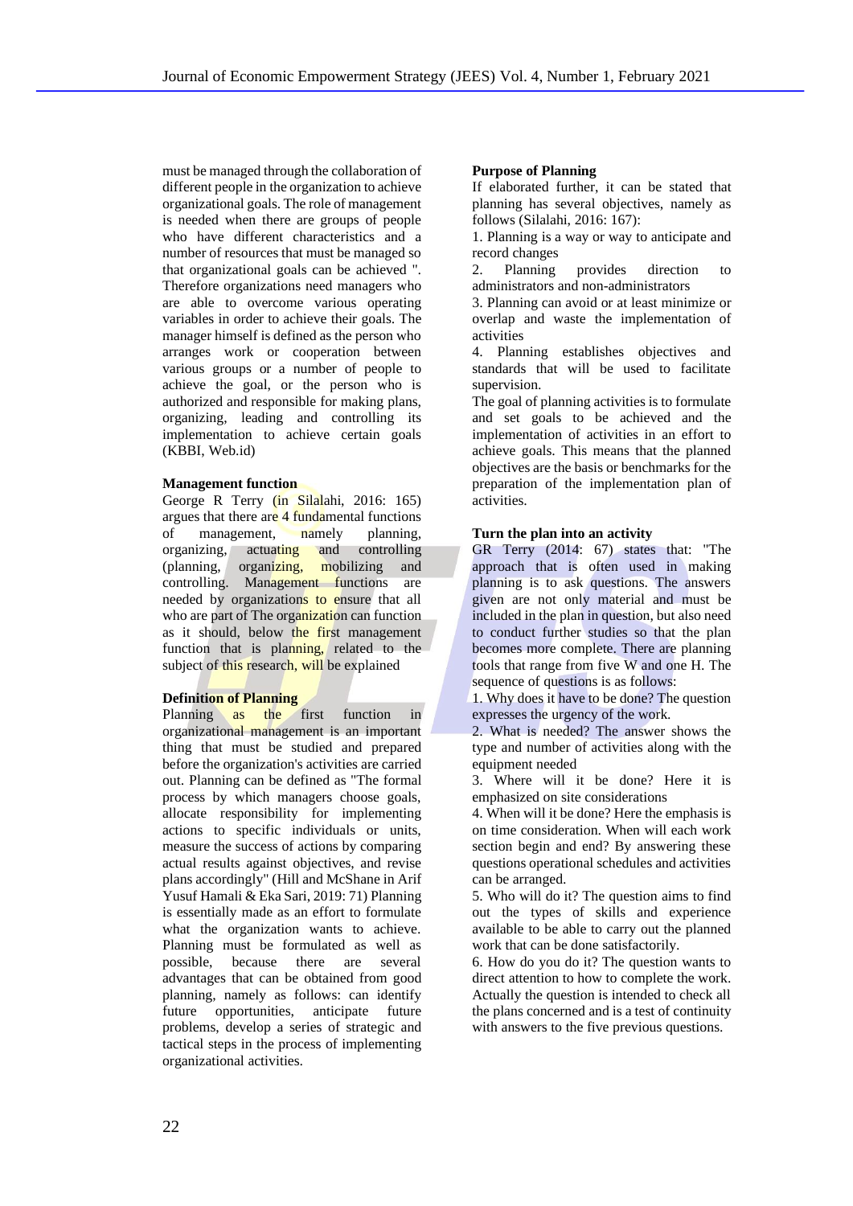must be managed through the collaboration of different people in the organization to achieve organizational goals. The role of management is needed when there are groups of people who have different characteristics and a number of resources that must be managed so that organizational goals can be achieved ". Therefore organizations need managers who are able to overcome various operating variables in order to achieve their goals. The manager himself is defined as the person who arranges work or cooperation between various groups or a number of people to achieve the goal, or the person who is authorized and responsible for making plans, organizing, leading and controlling its implementation to achieve certain goals (KBBI, Web.id)

**Management function**

George R Terry (in Silalahi, 2016: 165) argues that there are 4 fundamental functions of management, namely planning, organizing, actuating and controlling (planning, organizing, mobilizing and controlling. Management functions are needed by organizations to ensure that all who are part of The organization can function as it should, below the first management function that is planning, related to the subject of this research, will be explained

**Definition of Planning**

Planning as the first function in organizational management is an important thing that must be studied and prepared before the organization's activities are carried out. Planning can be defined as "The formal process by which managers choose goals, allocate responsibility for implementing actions to specific individuals or units, measure the success of actions by comparing actual results against objectives, and revise plans accordingly" (Hill and McShane in Arif Yusuf Hamali & Eka Sari, 2019: 71) Planning is essentially made as an effort to formulate what the organization wants to achieve. Planning must be formulated as well as possible, because there are several advantages that can be obtained from good planning, namely as follows: can identify future opportunities, anticipate future problems, develop a series of strategic and tactical steps in the process of implementing organizational activities.

**Purpose of Planning**

If elaborated further, it can be stated that planning has several objectives, namely as follows (Silalahi, 2016: 167):

1. Planning is a way or way to anticipate and record changes
2. Planning provides direction to administrators and non-administrators
3. Planning can avoid or at least minimize or overlap and waste the implementation of activities
4. Planning establishes objectives and standards that will be used to facilitate supervision.

The goal of planning activities is to formulate and set goals to be achieved and the implementation of activities in an effort to achieve goals. This means that the planned objectives are the basis or benchmarks for the preparation of the implementation plan of activities.

**Turn the plan into an activity**

GR Terry (2014: 67) states that: "The approach that is often used in making planning is to ask questions. The answers given are not only material and must be included in the plan in question, but also need to conduct further studies so that the plan becomes more complete. There are planning tools that range from five W and one H. The sequence of questions is as follows:

1. Why does it have to be done? The question expresses the urgency of the work.
2. What is needed? The answer shows the type and number of activities along with the equipment needed
3. Where will it be done? Here it is emphasized on site considerations
4. When will it be done? Here the emphasis is on time consideration. When will each work section begin and end? By answering these questions operational schedules and activities can be arranged.
5. Who will do it? The question aims to find out the types of skills and experience available to be able to carry out the planned work that can be done satisfactorily.
6. How do you do it? The question wants to direct attention to how to complete the work. Actually the question is intended to check all the plans concerned and is a test of continuity with answers to the five previous questions.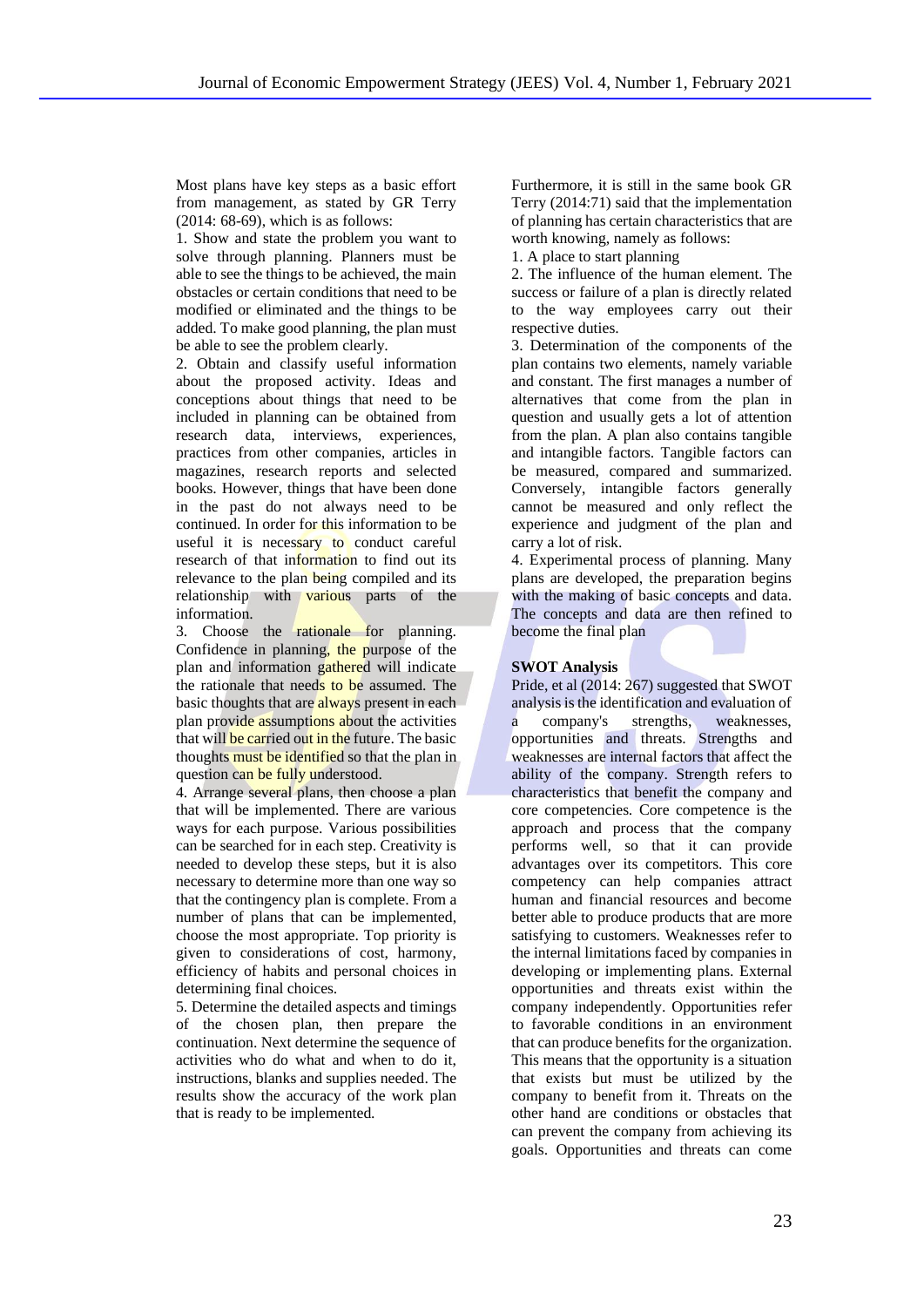Most plans have key steps as a basic effort from management, as stated by GR Terry (2014: 68-69), which is as follows:

1. Show and state the problem you want to solve through planning. Planners must be able to see the things to be achieved, the main obstacles or certain conditions that need to be modified or eliminated and the things to be added. To make good planning, the plan must be able to see the problem clearly.
2. Obtain and classify useful information about the proposed activity. Ideas and conceptions about things that need to be included in planning can be obtained from research data, interviews, experiences, practices from other companies, articles in magazines, research reports and selected books. However, things that have been done in the past do not always need to be continued. In order for this information to be useful it is necessary to conduct careful research of that information to find out its relevance to the plan being compiled and its relationship with various parts of the information.
3. Choose the rationale for planning. Confidence in planning, the purpose of the plan and information gathered will indicate the rationale that needs to be assumed. The basic thoughts that are always present in each plan provide assumptions about the activities that will be carried out in the future. The basic thoughts must be identified so that the plan in question can be fully understood.
4. Arrange several plans, then choose a plan that will be implemented. There are various ways for each purpose. Various possibilities can be searched for in each step. Creativity is needed to develop these steps, but it is also necessary to determine more than one way so that the contingency plan is complete. From a number of plans that can be implemented, choose the most appropriate. Top priority is given to considerations of cost, harmony, efficiency of habits and personal choices in determining final choices.
5. Determine the detailed aspects and timings of the chosen plan, then prepare the continuation. Next determine the sequence of activities who do what and when to do it, instructions, blanks and supplies needed. The results show the accuracy of the work plan that is ready to be implemented.

Furthermore, it is still in the same book GR Terry (2014:71) said that the implementation of planning has certain characteristics that are worth knowing, namely as follows:

1. A place to start planning
2. The influence of the human element. The success or failure of a plan is directly related to the way employees carry out their respective duties.
3. Determination of the components of the plan contains two elements, namely variable and constant. The first manages a number of alternatives that come from the plan in question and usually gets a lot of attention from the plan. A plan also contains tangible and intangible factors. Tangible factors can be measured, compared and summarized. Conversely, intangible factors generally cannot be measured and only reflect the experience and judgment of the plan and carry a lot of risk.
4. Experimental process of planning. Many plans are developed, the preparation begins with the making of basic concepts and data. The concepts and data are then refined to become the final plan

**SWOT Analysis**

Pride, et al (2014: 267) suggested that SWOT analysis is the identification and evaluation of a company's strengths, weaknesses, opportunities and threats. Strengths and weaknesses are internal factors that affect the ability of the company. Strength refers to characteristics that benefit the company and core competencies. Core competence is the approach and process that the company performs well, so that it can provide advantages over its competitors. This core competency can help companies attract human and financial resources and become better able to produce products that are more satisfying to customers. Weaknesses refer to the internal limitations faced by companies in developing or implementing plans. External opportunities and threats exist within the company independently. Opportunities refer to favorable conditions in an environment that can produce benefits for the organization. This means that the opportunity is a situation that exists but must be utilized by the company to benefit from it. Threats on the other hand are conditions or obstacles that can prevent the company from achieving its goals. Opportunities and threats can come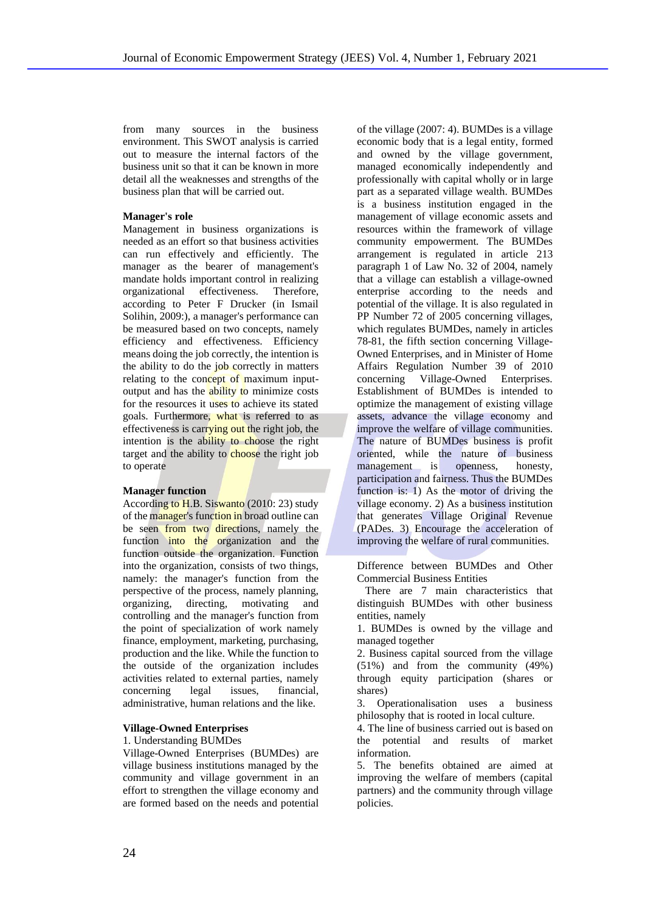from many sources in the business environment. This SWOT analysis is carried out to measure the internal factors of the business unit so that it can be known in more detail all the weaknesses and strengths of the business plan that will be carried out.

**Manager's role**

Management in business organizations is needed as an effort so that business activities can run effectively and efficiently. The manager as the bearer of management's mandate holds important control in realizing organizational effectiveness. Therefore, according to Peter F Drucker (in Ismail Solihin, 2009:), a manager's performance can be measured based on two concepts, namely efficiency and effectiveness. Efficiency means doing the job correctly, the intention is the ability to do the job correctly in matters relating to the concept of maximum input-output and has the ability to minimize costs for the resources it uses to achieve its stated goals. Furthermore, what is referred to as effectiveness is carrying out the right job, the intention is the ability to choose the right target and the ability to choose the right job to operate

**Manager function**

According to H.B. Siswanto (2010: 23) study of the manager's function in broad outline can be seen from two directions, namely the function into the organization and the function outside the organization. Function into the organization, consists of two things, namely: the manager's function from the perspective of the process, namely planning, organizing, directing, motivating and controlling and the manager's function from the point of specialization of work namely finance, employment, marketing, purchasing, production and the like. While the function to the outside of the organization includes activities related to external parties, namely concerning legal issues, financial, administrative, human relations and the like.

**Village-Owned Enterprises**

1. Understanding BUMDes

Village-Owned Enterprises (BUMDes) are village business institutions managed by the community and village government in an effort to strengthen the village economy and are formed based on the needs and potential of the village (2007: 4). BUMDes is a village economic body that is a legal entity, formed and owned by the village government, managed economically independently and professionally with capital wholly or in large part as a separated village wealth. BUMDes is a business institution engaged in the management of village economic assets and resources within the framework of village community empowerment. The BUMDes arrangement is regulated in article 213 paragraph 1 of Law No. 32 of 2004, namely that a village can establish a village-owned enterprise according to the needs and potential of the village. It is also regulated in PP Number 72 of 2005 concerning villages, which regulates BUMDes, namely in articles 78-81, the fifth section concerning Village-Owned Enterprises, and in Minister of Home Affairs Regulation Number 39 of 2010 concerning Village-Owned Enterprises. Establishment of BUMDes is intended to optimize the management of existing village assets, advance the village economy and improve the welfare of village communities. The nature of BUMDes business is profit oriented, while the nature of business management is openness, honesty, participation and fairness. Thus the BUMDes function is: 1) As the motor of driving the village economy. 2) As a business institution that generates Village Original Revenue (PADes. 3) Encourage the acceleration of improving the welfare of rural communities.

Difference between BUMDes and Other Commercial Business Entities

There are 7 main characteristics that distinguish BUMDes with other business entities, namely

1. BUMDes is owned by the village and managed together
2. Business capital sourced from the village (51%) and from the community (49%) through equity participation (shares or shares)
3. Operationalisation uses a business philosophy that is rooted in local culture.
4. The line of business carried out is based on the potential and results of market information.
5. The benefits obtained are aimed at improving the welfare of members (capital partners) and the community through village policies.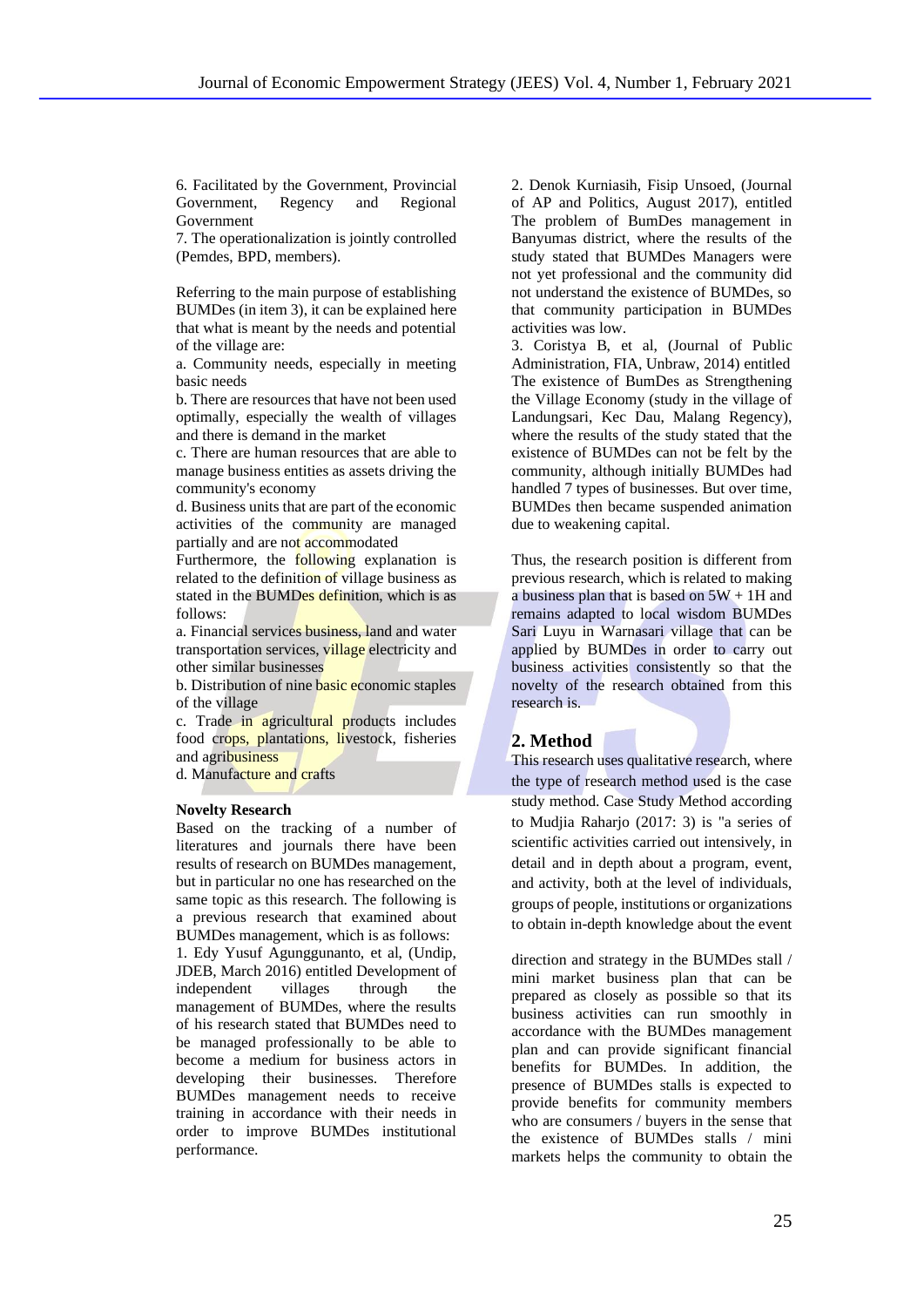6. Facilitated by the Government, Provincial Government, Regency and Regional Government
7. The operationalization is jointly controlled (Pemdes, BPD, members).

Referring to the main purpose of establishing BUMDes (in item 3), it can be explained here that what is meant by the needs and potential of the village are:
a. Community needs, especially in meeting basic needs
b. There are resources that have not been used optimally, especially the wealth of villages and there is demand in the market
c. There are human resources that are able to manage business entities as assets driving the community's economy
d. Business units that are part of the economic activities of the community are managed partially and are not accommodated
Furthermore, the following explanation is related to the definition of village business as stated in the BUMDes definition, which is as follows:
a. Financial services business, land and water transportation services, village electricity and other similar businesses
b. Distribution of nine basic economic staples of the village
c. Trade in agricultural products includes food crops, plantations, livestock, fisheries and agribusiness
d. Manufacture and crafts

**Novelty Research**

Based on the tracking of a number of literatures and journals there have been results of research on BUMDes management, but in particular no one has researched on the same topic as this research. The following is a previous research that examined about BUMDes management, which is as follows:
1. Edy Yusuf Agunggunanto, et al, (Undip, JDEB, March 2016) entitled Development of independent villages through the management of BUMDes, where the results of his research stated that BUMDes need to be managed professionally to be able to become a medium for business actors in developing their businesses. Therefore BUMDes management needs to receive training in accordance with their needs in order to improve BUMDes institutional performance.
2. Denok Kurniasih, Fisip Unsoed, (Journal of AP and Politics, August 2017), entitled The problem of BumDes management in Banyumas district, where the results of the study stated that BUMDes Managers were not yet professional and the community did not understand the existence of BUMDes, so that community participation in BUMDes activities was low.
3. Coristya B, et al, (Journal of Public Administration, FIA, Unbraw, 2014) entitled The existence of BumDes as Strengthening the Village Economy (study in the village of Landungsari, Kec Dau, Malang Regency), where the results of the study stated that the existence of BUMDes can not be felt by the community, although initially BUMDes had handled 7 types of businesses. But over time, BUMDes then became suspended animation due to weakening capital.

Thus, the research position is different from previous research, which is related to making a business plan that is based on 5W + 1H and remains adapted to local wisdom BUMDes Sari Luyu in Warnasari village that can be applied by BUMDes in order to carry out business activities consistently so that the novelty of the research obtained from this research is.

## 2. Method

This research uses qualitative research, where the type of research method used is the case study method. Case Study Method according to Mudjia Raharjo (2017: 3) is "a series of scientific activities carried out intensively, in detail and in depth about a program, event, and activity, both at the level of individuals, groups of people, institutions or organizations to obtain in-depth knowledge about the event

direction and strategy in the BUMDes stall / mini market business plan that can be prepared as closely as possible so that its business activities can run smoothly in accordance with the BUMDes management plan and can provide significant financial benefits for BUMDes. In addition, the presence of BUMDes stalls is expected to provide benefits for community members who are consumers / buyers in the sense that the existence of BUMDes stalls / mini markets helps the community to obtain the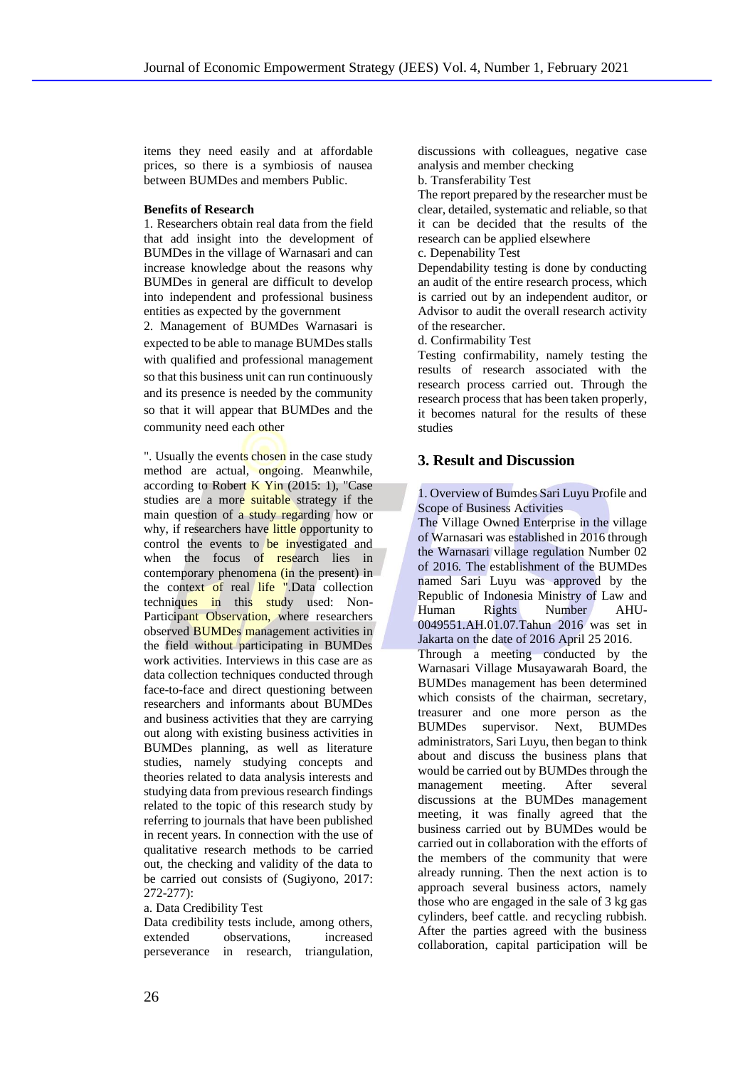items they need easily and at affordable prices, so there is a symbiosis of nausea between BUMDes and members Public.

**Benefits of Research**

1. Researchers obtain real data from the field that add insight into the development of BUMDes in the village of Warnasari and can increase knowledge about the reasons why BUMDes in general are difficult to develop into independent and professional business entities as expected by the government
2. Management of BUMDes Warnasari is expected to be able to manage BUMDes stalls with qualified and professional management so that this business unit can run continuously and its presence is needed by the community so that it will appear that BUMDes and the community need each other

". Usually the events chosen in the case study method are actual, ongoing. Meanwhile, according to Robert K Yin (2015: 1), "Case studies are a more suitable strategy if the main question of a study regarding how or why, if researchers have little opportunity to control the events to be investigated and when the focus of research lies in contemporary phenomena (in the present) in the context of real life ".Data collection techniques in this study used: Non-Participant Observation, where researchers observed BUMDes management activities in the field without participating in BUMDes work activities. Interviews in this case are as data collection techniques conducted through face-to-face and direct questioning between researchers and informants about BUMDes and business activities that they are carrying out along with existing business activities in BUMDes planning, as well as literature studies, namely studying concepts and theories related to data analysis interests and studying data from previous research findings related to the topic of this research study by referring to journals that have been published in recent years. In connection with the use of qualitative research methods to be carried out, the checking and validity of the data to be carried out consists of (Sugiyono, 2017: 272-277):

a. Data Credibility Test

Data credibility tests include, among others, extended observations, increased perseverance in research, triangulation, discussions with colleagues, negative case analysis and member checking

b. Transferability Test

The report prepared by the researcher must be clear, detailed, systematic and reliable, so that it can be decided that the results of the research can be applied elsewhere

c. Depenability Test

Dependability testing is done by conducting an audit of the entire research process, which is carried out by an independent auditor, or Advisor to audit the overall research activity of the researcher.

d. Confirmability Test

Testing confirmability, namely testing the results of research associated with the research process carried out. Through the research process that has been taken properly, it becomes natural for the results of these studies

## 3. Result and Discussion

1. Overview of Bumdes Sari Luyu Profile and Scope of Business Activities

The Village Owned Enterprise in the village of Warnasari was established in 2016 through the Warnasari village regulation Number 02 of 2016. The establishment of the BUMDes named Sari Luyu was approved by the Republic of Indonesia Ministry of Law and Human Rights Number AHU-0049551.AH.01.07.Tahun 2016 was set in Jakarta on the date of 2016 April 25 2016.

Through a meeting conducted by the Warnasari Village Musayawarah Board, the BUMDes management has been determined which consists of the chairman, secretary, treasurer and one more person as the BUMDes supervisor. Next, BUMDes administrators, Sari Luyu, then began to think about and discuss the business plans that would be carried out by BUMDes through the management meeting. After several discussions at the BUMDes management meeting, it was finally agreed that the business carried out by BUMDes would be carried out in collaboration with the efforts of the members of the community that were already running. Then the next action is to approach several business actors, namely those who are engaged in the sale of 3 kg gas cylinders, beef cattle. and recycling rubbish. After the parties agreed with the business collaboration, capital participation will be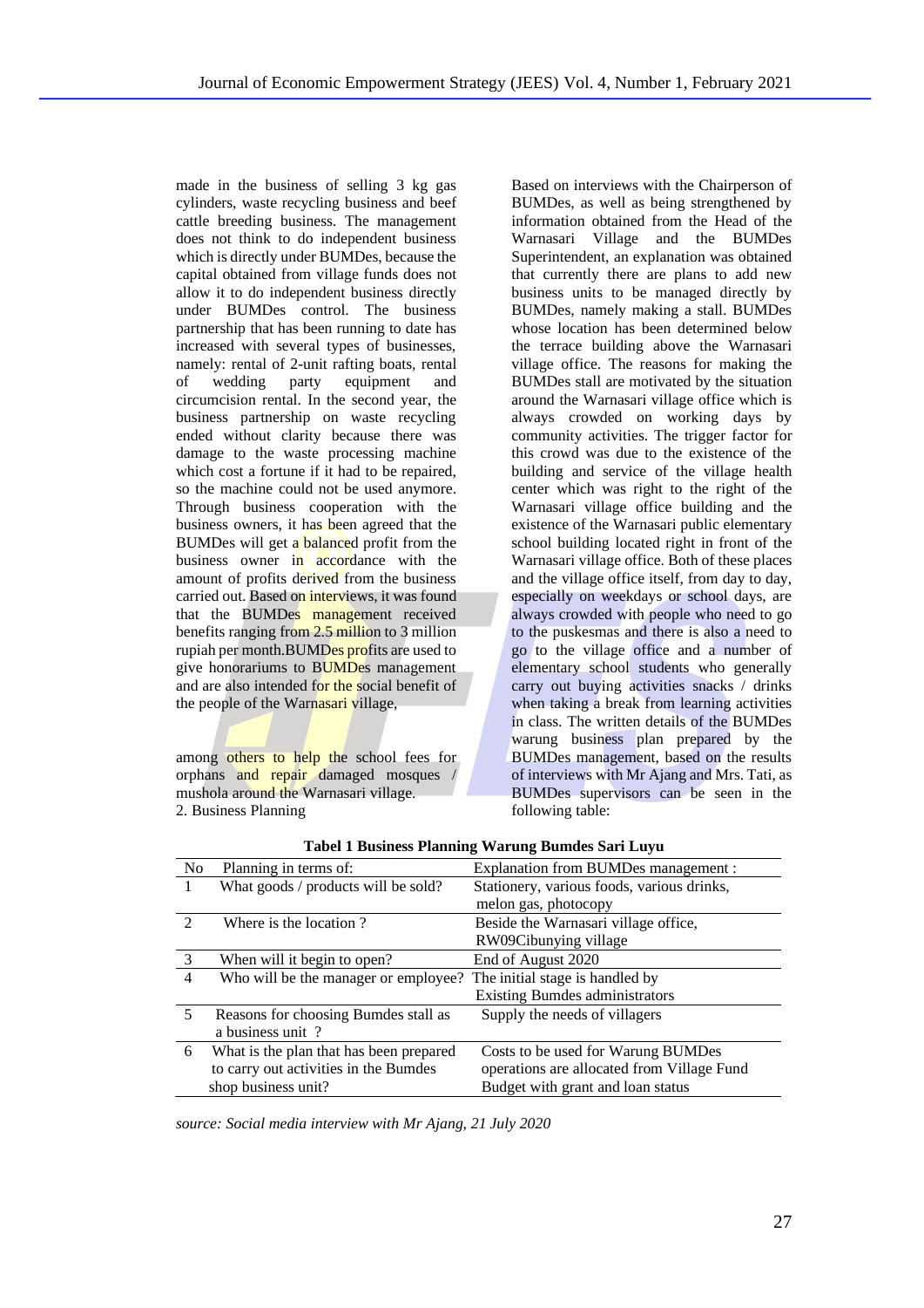made in the business of selling 3 kg gas cylinders, waste recycling business and beef cattle breeding business. The management does not think to do independent business which is directly under BUMDes, because the capital obtained from village funds does not allow it to do independent business directly under BUMDes control. The business partnership that has been running to date has increased with several types of businesses, namely: rental of 2-unit rafting boats, rental of wedding party equipment and circumcision rental. In the second year, the business partnership on waste recycling ended without clarity because there was damage to the waste processing machine which cost a fortune if it had to be repaired, so the machine could not be used anymore. Through business cooperation with the business owners, it has been agreed that the BUMDes will get a balanced profit from the business owner in accordance with the amount of profits derived from the business carried out. Based on interviews, it was found that the BUMDes management received benefits ranging from 2.5 million to 3 million rupiah per month.BUMDes profits are used to give honorariums to BUMDes management and are also intended for the social benefit of the people of the Warnasari village,

among others to help the school fees for orphans and repair damaged mosques / mushola around the Warnasari village.

2. Business Planning

Based on interviews with the Chairperson of BUMDes, as well as being strengthened by information obtained from the Head of the Warnasari Village and the BUMDes Superintendent, an explanation was obtained that currently there are plans to add new business units to be managed directly by BUMDes, namely making a stall. BUMDes whose location has been determined below the terrace building above the Warnasari village office. The reasons for making the BUMDes stall are motivated by the situation around the Warnasari village office which is always crowded on working days by community activities. The trigger factor for this crowd was due to the existence of the building and service of the village health center which was right to the right of the Warnasari village office building and the existence of the Warnasari public elementary school building located right in front of the Warnasari village office. Both of these places and the village office itself, from day to day, especially on weekdays or school days, are always crowded with people who need to go to the puskesmas and there is also a need to go to the village office and a number of elementary school students who generally carry out buying activities snacks / drinks when taking a break from learning activities in class. The written details of the BUMDes warung business plan prepared by the BUMDes management, based on the results of interviews with Mr Ajang and Mrs. Tati, as BUMDes supervisors can be seen in the following table:

**Tabel 1 Business Planning Warung Bumdes Sari Luyu**

| No | Planning in terms of: | Explanation from BUMDes management : |
|---|---|---|
| 1 | What goods / products will be sold? | Stationery, various foods, various drinks, melon gas, photocopy |
| 2 | Where is the location ? | Beside the Warnasari village office, RW09Cibunying village |
| 3 | When will it begin to open? | End of August 2020 |
| 4 | Who will be the manager or employee? | The initial stage is handled by Existing Bumdes administrators |
| 5 | Reasons for choosing Bumdes stall as a business unit ? | Supply the needs of villagers |
| 6 | What is the plan that has been prepared to carry out activities in the Bumdes shop business unit? | Costs to be used for Warung BUMDes operations are allocated from Village Fund Budget with grant and loan status |

*source: Social media interview with Mr Ajang, 21 July 2020*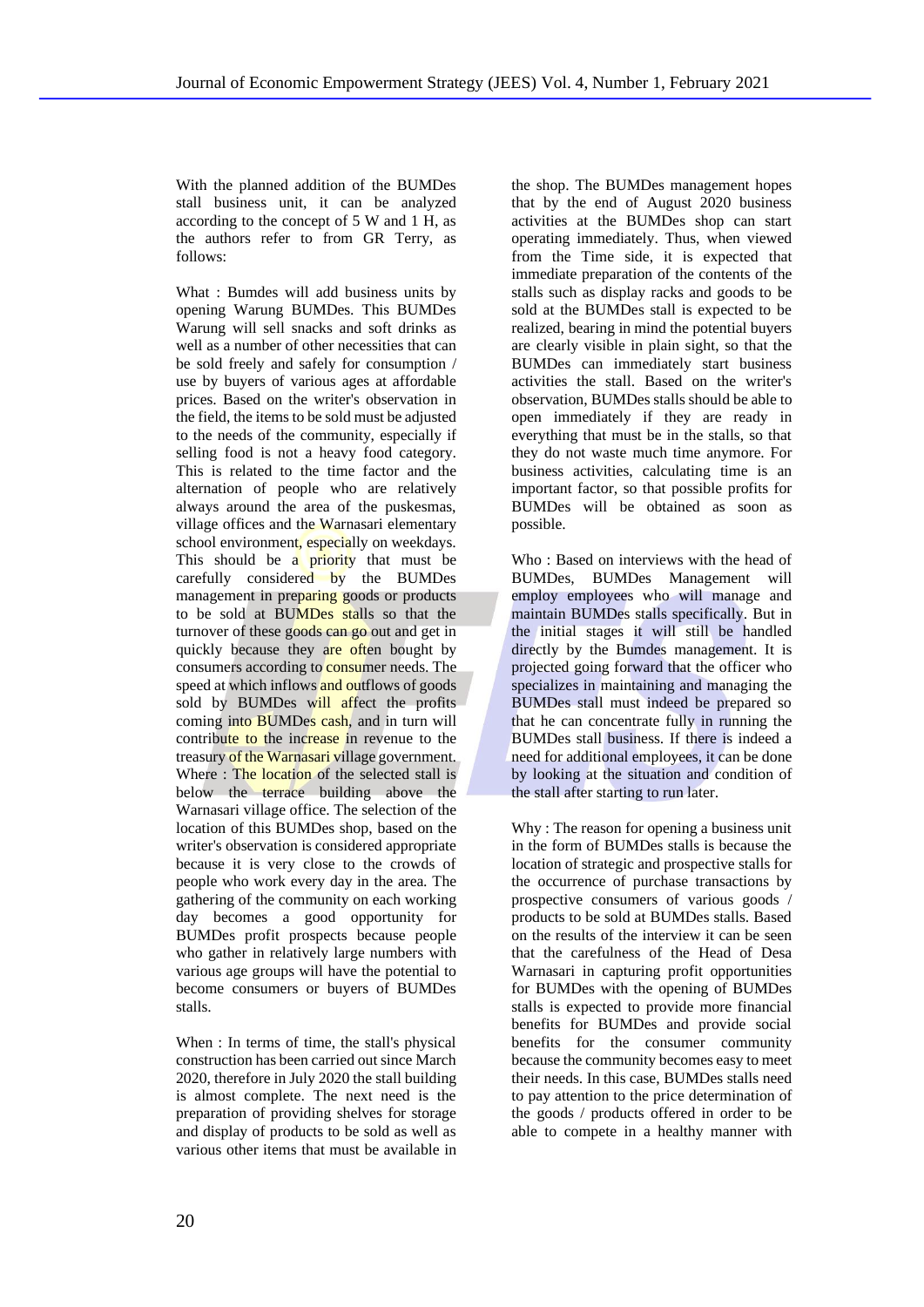With the planned addition of the BUMDes stall business unit, it can be analyzed according to the concept of 5 W and 1 H, as the authors refer to from GR Terry, as follows:

What : Bumdes will add business units by opening Warung BUMDes. This BUMDes Warung will sell snacks and soft drinks as well as a number of other necessities that can be sold freely and safely for consumption / use by buyers of various ages at affordable prices. Based on the writer's observation in the field, the items to be sold must be adjusted to the needs of the community, especially if selling food is not a heavy food category. This is related to the time factor and the alternation of people who are relatively always around the area of the puskesmas, village offices and the Warnasari elementary school environment, especially on weekdays. This should be a priority that must be carefully considered by the BUMDes management in preparing goods or products to be sold at BUMDes stalls so that the turnover of these goods can go out and get in quickly because they are often bought by consumers according to consumer needs. The speed at which inflows and outflows of goods sold by BUMDes will affect the profits coming into BUMDes cash, and in turn will contribute to the increase in revenue to the treasury of the Warnasari village government.
Where : The location of the selected stall is below the terrace building above the Warnasari village office. The selection of the location of this BUMDes shop, based on the writer's observation is considered appropriate because it is very close to the crowds of people who work every day in the area. The gathering of the community on each working day becomes a good opportunity for BUMDes profit prospects because people who gather in relatively large numbers with various age groups will have the potential to become consumers or buyers of BUMDes stalls.

When : In terms of time, the stall's physical construction has been carried out since March 2020, therefore in July 2020 the stall building is almost complete. The next need is the preparation of providing shelves for storage and display of products to be sold as well as various other items that must be available in the shop. The BUMDes management hopes that by the end of August 2020 business activities at the BUMDes shop can start operating immediately. Thus, when viewed from the Time side, it is expected that immediate preparation of the contents of the stalls such as display racks and goods to be sold at the BUMDes stall is expected to be realized, bearing in mind the potential buyers are clearly visible in plain sight, so that the BUMDes can immediately start business activities the stall. Based on the writer's observation, BUMDes stalls should be able to open immediately if they are ready in everything that must be in the stalls, so that they do not waste much time anymore. For business activities, calculating time is an important factor, so that possible profits for BUMDes will be obtained as soon as possible.

Who : Based on interviews with the head of BUMDes, BUMDes Management will employ employees who will manage and maintain BUMDes stalls specifically. But in the initial stages it will still be handled directly by the Bumdes management. It is projected going forward that the officer who specializes in maintaining and managing the BUMDes stall must indeed be prepared so that he can concentrate fully in running the BUMDes stall business. If there is indeed a need for additional employees, it can be done by looking at the situation and condition of the stall after starting to run later.

Why : The reason for opening a business unit in the form of BUMDes stalls is because the location of strategic and prospective stalls for the occurrence of purchase transactions by prospective consumers of various goods / products to be sold at BUMDes stalls. Based on the results of the interview it can be seen that the carefulness of the Head of Desa Warnasari in capturing profit opportunities for BUMDes with the opening of BUMDes stalls is expected to provide more financial benefits for BUMDes and provide social benefits for the consumer community because the community becomes easy to meet their needs. In this case, BUMDes stalls need to pay attention to the price determination of the goods / products offered in order to be able to compete in a healthy manner with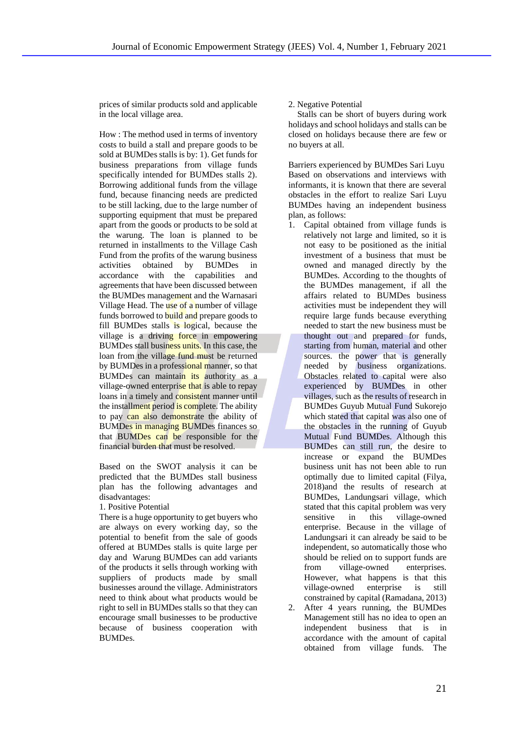prices of similar products sold and applicable in the local village area.

How : The method used in terms of inventory costs to build a stall and prepare goods to be sold at BUMDes stalls is by: 1). Get funds for business preparations from village funds specifically intended for BUMDes stalls 2). Borrowing additional funds from the village fund, because financing needs are predicted to be still lacking, due to the large number of supporting equipment that must be prepared apart from the goods or products to be sold at the warung. The loan is planned to be returned in installments to the Village Cash Fund from the profits of the warung business activities obtained by BUMDes in accordance with the capabilities and agreements that have been discussed between the BUMDes management and the Warnasari Village Head. The use of a number of village funds borrowed to build and prepare goods to fill BUMDes stalls is logical, because the village is a driving force in empowering BUMDes stall business units. In this case, the loan from the village fund must be returned by BUMDes in a professional manner, so that BUMDes can maintain its authority as a village-owned enterprise that is able to repay loans in a timely and consistent manner until the installment period is complete. The ability to pay can also demonstrate the ability of BUMDes in managing BUMDes finances so that BUMDes can be responsible for the financial burden that must be resolved.

Based on the SWOT analysis it can be predicted that the BUMDes stall business plan has the following advantages and disadvantages:

1. Positive Potential

There is a huge opportunity to get buyers who are always on every working day, so the potential to benefit from the sale of goods offered at BUMDes stalls is quite large per day and Warung BUMDes can add variants of the products it sells through working with suppliers of products made by small businesses around the village. Administrators need to think about what products would be right to sell in BUMDes stalls so that they can encourage small businesses to be productive because of business cooperation with BUMDes.

2. Negative Potential

Stalls can be short of buyers during work holidays and school holidays and stalls can be closed on holidays because there are few or no buyers at all.

Barriers experienced by BUMDes Sari Luyu

Based on observations and interviews with informants, it is known that there are several obstacles in the effort to realize Sari Luyu BUMDes having an independent business plan, as follows:

1. Capital obtained from village funds is relatively not large and limited, so it is not easy to be positioned as the initial investment of a business that must be owned and managed directly by the BUMDes. According to the thoughts of the BUMDes management, if all the affairs related to BUMDes business activities must be independent they will require large funds because everything needed to start the new business must be thought out and prepared for funds, starting from human, material and other sources. the power that is generally needed by business organizations. Obstacles related to capital were also experienced by BUMDes in other villages, such as the results of research in BUMDes Guyub Mutual Fund Sukorejo which stated that capital was also one of the obstacles in the running of Guyub Mutual Fund BUMDes. Although this BUMDes can still run, the desire to increase or expand the BUMDes business unit has not been able to run optimally due to limited capital (Filya, 2018)and the results of research at BUMDes, Landungsari village, which stated that this capital problem was very sensitive in this village-owned enterprise. Because in the village of Landungsari it can already be said to be independent, so automatically those who should be relied on to support funds are from village-owned enterprises. However, what happens is that this village-owned enterprise is still constrained by capital (Ramadana, 2013)
2. After 4 years running, the BUMDes Management still has no idea to open an independent business that is in accordance with the amount of capital obtained from village funds. The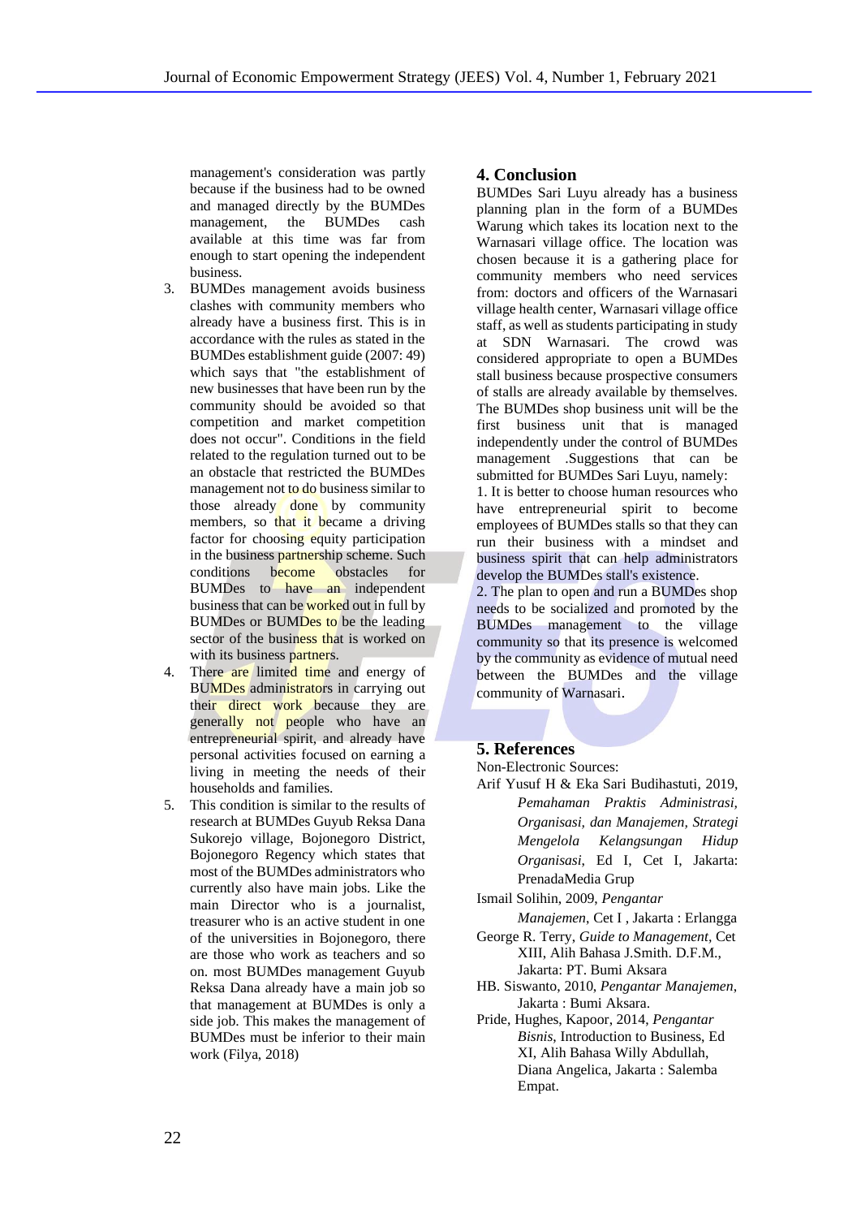management's consideration was partly because if the business had to be owned and managed directly by the BUMDes management, the BUMDes cash available at this time was far from enough to start opening the independent business.

3. BUMDes management avoids business clashes with community members who already have a business first. This is in accordance with the rules as stated in the BUMDes establishment guide (2007: 49) which says that "the establishment of new businesses that have been run by the community should be avoided so that competition and market competition does not occur". Conditions in the field related to the regulation turned out to be an obstacle that restricted the BUMDes management not to do business similar to those already done by community members, so that it became a driving factor for choosing equity participation in the business partnership scheme. Such conditions become obstacles for BUMDes to have an independent business that can be worked out in full by BUMDes or BUMDes to be the leading sector of the business that is worked on with its business partners.
4. There are limited time and energy of BUMDes administrators in carrying out their direct work because they are generally not people who have an entrepreneurial spirit, and already have personal activities focused on earning a living in meeting the needs of their households and families.
5. This condition is similar to the results of research at BUMDes Guyub Reksa Dana Sukorejo village, Bojonegoro District, Bojonegoro Regency which states that most of the BUMDes administrators who currently also have main jobs. Like the main Director who is a journalist, treasurer who is an active student in one of the universities in Bojonegoro, there are those who work as teachers and so on. most BUMDes management Guyub Reksa Dana already have a main job so that management at BUMDes is only a side job. This makes the management of BUMDes must be inferior to their main work (Filya, 2018)

## 4. Conclusion

BUMDes Sari Luyu already has a business planning plan in the form of a BUMDes Warung which takes its location next to the Warnasari village office. The location was chosen because it is a gathering place for community members who need services from: doctors and officers of the Warnasari village health center, Warnasari village office staff, as well as students participating in study at SDN Warnasari. The crowd was considered appropriate to open a BUMDes stall business because prospective consumers of stalls are already available by themselves. The BUMDes shop business unit will be the first business unit that is managed independently under the control of BUMDes management .Suggestions that can be submitted for BUMDes Sari Luyu, namely:

1. It is better to choose human resources who have entrepreneurial spirit to become employees of BUMDes stalls so that they can run their business with a mindset and business spirit that can help administrators develop the BUMDes stall's existence.
2. The plan to open and run a BUMDes shop needs to be socialized and promoted by the BUMDes management to the village community so that its presence is welcomed by the community as evidence of mutual need between the BUMDes and the village community of Warnasari.

## 5. References

Non-Electronic Sources:

Arif Yusuf H & Eka Sari Budihastuti, 2019, *Pemahaman Praktis Administrasi, Organisasi, dan Manajemen, Strategi Mengelola Kelangsungan Hidup Organisasi*, Ed I, Cet I, Jakarta: PrenadaMedia Grup

Ismail Solihin, 2009, *Pengantar Manajemen*, Cet I , Jakarta : Erlangga

George R. Terry, *Guide to Management*, Cet XIII, Alih Bahasa J.Smith. D.F.M., Jakarta: PT. Bumi Aksara

HB. Siswanto, 2010, *Pengantar Manajemen*, Jakarta : Bumi Aksara.

Pride, Hughes, Kapoor, 2014, *Pengantar Bisnis*, Introduction to Business, Ed XI, Alih Bahasa Willy Abdullah, Diana Angelica, Jakarta : Salemba Empat.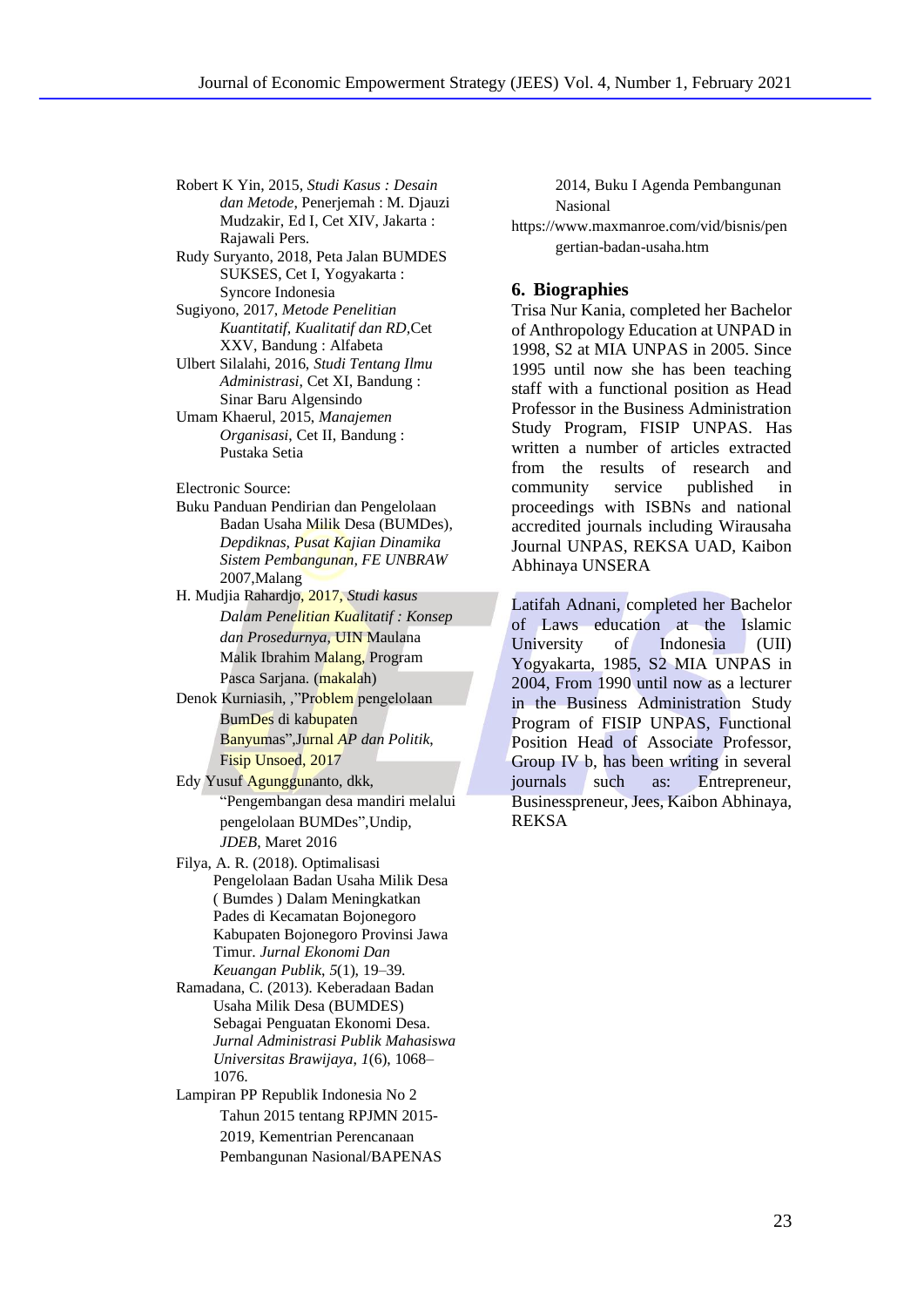Robert K Yin, 2015, *Studi Kasus : Desain dan Metode*, Penerjemah : M. Djauzi Mudzakir, Ed I, Cet XIV, Jakarta : Rajawali Pers.

Rudy Suryanto, 2018, Peta Jalan BUMDES SUKSES, Cet I, Yogyakarta : Syncore Indonesia

Sugiyono, 2017, *Metode Penelitian Kuantitatif, Kualitatif dan RD*,Cet XXV, Bandung : Alfabeta

Ulbert Silalahi, 2016, *Studi Tentang Ilmu Administrasi*, Cet XI, Bandung : Sinar Baru Algensindo

Umam Khaerul, 2015, *Manajemen Organisasi*, Cet II, Bandung : Pustaka Setia

Electronic Source:

Buku Panduan Pendirian dan Pengelolaan Badan Usaha Milik Desa (BUMDes), *Depdiknas, Pusat Kajian Dinamika Sistem Pembangunan, FE UNBRAW* 2007,Malang

H. Mudjia Rahardjo, 2017, *Studi kasus Dalam Penelitian Kualitatif : Konsep dan Prosedurnya*, UIN Maulana Malik Ibrahim Malang, Program Pasca Sarjana. (makalah)

Denok Kurniasih, ,"Problem pengelolaan BumDes di kabupaten Banyumas",Jurnal *AP dan Politik*, Fisip Unsoed, 2017

Edy Yusuf Agunggunanto, dkk, "Pengembangan desa mandiri melalui pengelolaan BUMDes",Undip, *JDEB*, Maret 2016

Filya, A. R. (2018). Optimalisasi Pengelolaan Badan Usaha Milik Desa ( Bumdes ) Dalam Meningkatkan Pades di Kecamatan Bojonegoro Kabupaten Bojonegoro Provinsi Jawa Timur. *Jurnal Ekonomi Dan Keuangan Publik*, *5*(1), 19–39.

Ramadana, C. (2013). Keberadaan Badan Usaha Milik Desa (BUMDES) Sebagai Penguatan Ekonomi Desa. *Jurnal Administrasi Publik Mahasiswa Universitas Brawijaya*, *1*(6), 1068–1076.

Lampiran PP Republik Indonesia No 2 Tahun 2015 tentang RPJMN 2015-2019, Kementrian Perencanaan Pembangunan Nasional/BAPENAS 2014, Buku I Agenda Pembangunan Nasional

https://www.maxmanroe.com/vid/bisnis/pengertian-badan-usaha.htm

## 6. Biographies

Trisa Nur Kania, completed her Bachelor of Anthropology Education at UNPAD in 1998, S2 at MIA UNPAS in 2005. Since 1995 until now she has been teaching staff with a functional position as Head Professor in the Business Administration Study Program, FISIP UNPAS. Has written a number of articles extracted from the results of research and community service published in proceedings with ISBNs and national accredited journals including Wirausaha Journal UNPAS, REKSA UAD, Kaibon Abhinaya UNSERA

Latifah Adnani, completed her Bachelor of Laws education at the Islamic University of Indonesia (UII) Yogyakarta, 1985, S2 MIA UNPAS in 2004, From 1990 until now as a lecturer in the Business Administration Study Program of FISIP UNPAS, Functional Position Head of Associate Professor, Group IV b, has been writing in several journals such as: Entrepreneur, Businesspreneur, Jees, Kaibon Abhinaya, REKSA